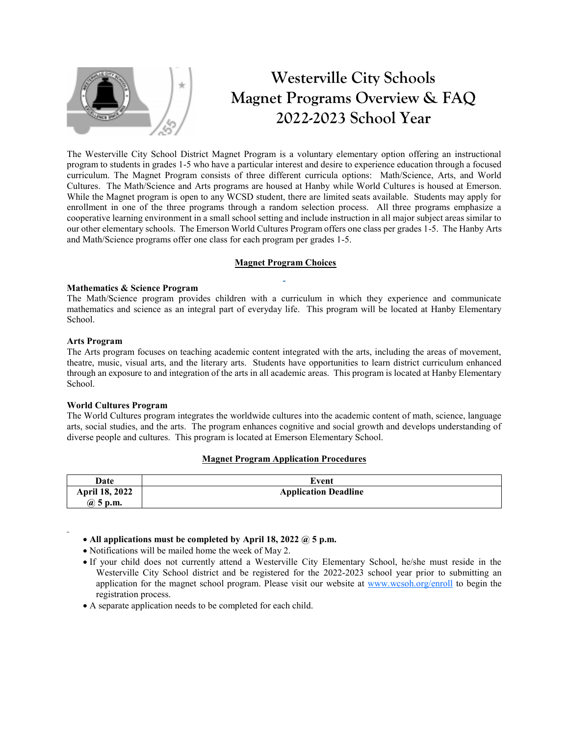# Westerville City Schools
# Magnet Programs Overview & FAQ
# 2022-2023 School Year

The Westerville City School District Magnet Program is a voluntary elementary option offering an instructional program to students in grades 1-5 who have a particular interest and desire to experience education through a focused curriculum. The Magnet Program consists of three different curricula options: Math/Science, Arts, and World Cultures. The Math/Science and Arts programs are housed at Hanby while World Cultures is housed at Emerson. While the Magnet program is open to any WCSD student, there are limited seats available. Students may apply for enrollment in one of the three programs through a random selection process. All three programs emphasize a cooperative learning environment in a small school setting and include instruction in all major subject areas similar to our other elementary schools. The Emerson World Cultures Program offers one class per grades 1-5. The Hanby Arts and Math/Science programs offer one class for each program per grades 1-5.

## Magnet Program Choices

**Mathematics & Science Program**
The Math/Science program provides children with a curriculum in which they experience and communicate mathematics and science as an integral part of everyday life. This program will be located at Hanby Elementary School.

**Arts Program**
The Arts program focuses on teaching academic content integrated with the arts, including the areas of movement, theatre, music, visual arts, and the literary arts. Students have opportunities to learn district curriculum enhanced through an exposure to and integration of the arts in all academic areas. This program is located at Hanby Elementary School.

**World Cultures Program**
The World Cultures program integrates the worldwide cultures into the academic content of math, science, language arts, social studies, and the arts. The program enhances cognitive and social growth and develops understanding of diverse people and cultures. This program is located at Emerson Elementary School.

## Magnet Program Application Procedures

| Date | Event |
|---|---|
| **April 18, 2022 @ 5 p.m.** | **Application Deadline** |

- **All applications must be completed by April 18, 2022 @ 5 p.m.**
- Notifications will be mailed home the week of May 2.
- If your child does not currently attend a Westerville City Elementary School, he/she must reside in the Westerville City School district and be registered for the 2022-2023 school year prior to submitting an application for the magnet school program. Please visit our website at www.wcsoh.org/enroll to begin the registration process.
- A separate application needs to be completed for each child.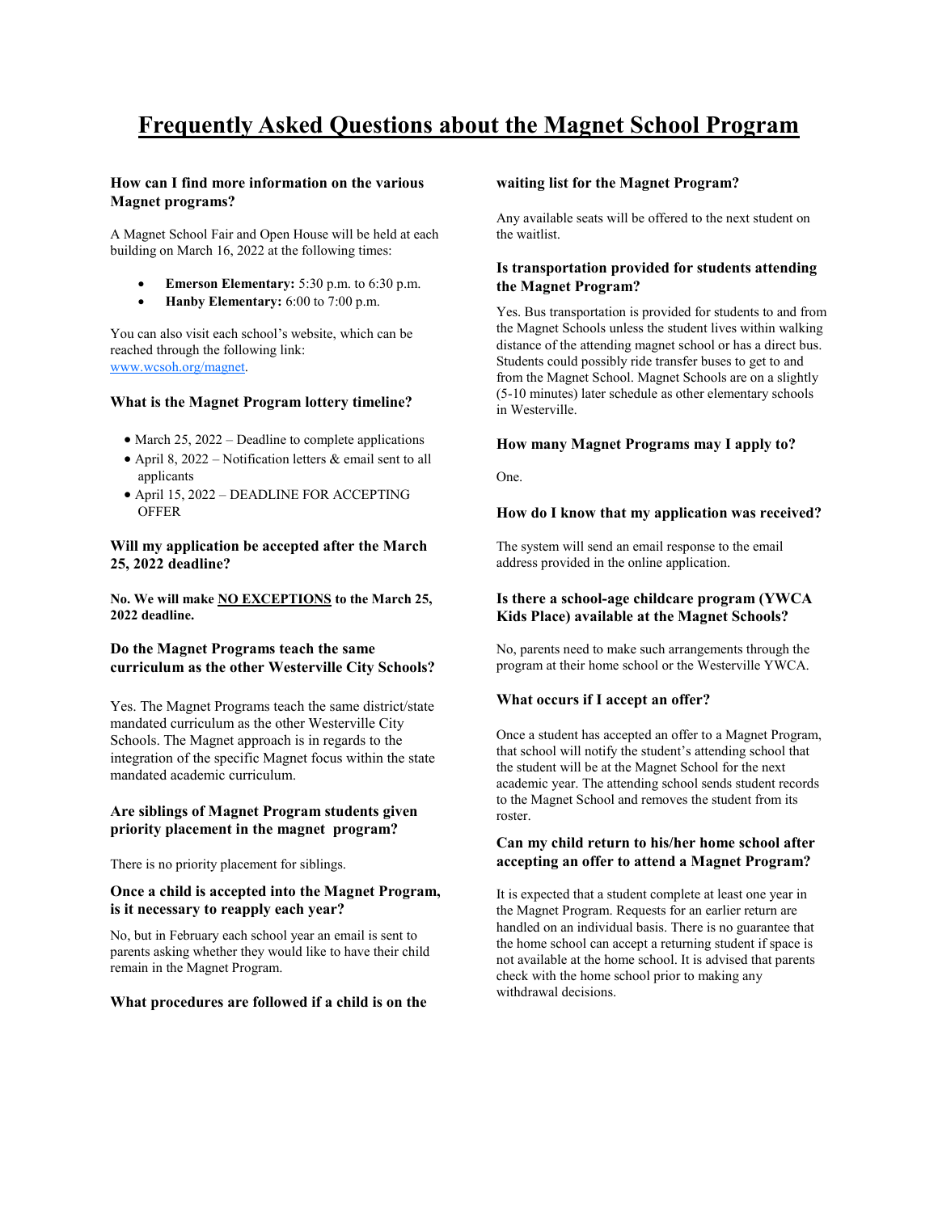# Frequently Asked Questions about the Magnet School Program

### How can I find more information on the various Magnet programs?

A Magnet School Fair and Open House will be held at each building on March 16, 2022 at the following times:

- **Emerson Elementary:** 5:30 p.m. to 6:30 p.m.
- **Hanby Elementary:** 6:00 to 7:00 p.m.

You can also visit each school's website, which can be reached through the following link: [www.wcsoh.org/magnet](www.wcsoh.org/magnet).

### What is the Magnet Program lottery timeline?

- March 25, 2022 – Deadline to complete applications
- April 8, 2022 – Notification letters & email sent to all applicants
- April 15, 2022 – DEADLINE FOR ACCEPTING OFFER

### Will my application be accepted after the March 25, 2022 deadline?

**No. We will make <u>NO EXCEPTIONS</u> to the March 25, 2022 deadline.**

### Do the Magnet Programs teach the same curriculum as the other Westerville City Schools?

Yes. The Magnet Programs teach the same district/state mandated curriculum as the other Westerville City Schools. The Magnet approach is in regards to the integration of the specific Magnet focus within the state mandated academic curriculum.

### Are siblings of Magnet Program students given priority placement in the magnet program?

There is no priority placement for siblings.

### Once a child is accepted into the Magnet Program, is it necessary to reapply each year?

No, but in February each school year an email is sent to parents asking whether they would like to have their child remain in the Magnet Program.

### What procedures are followed if a child is on the waiting list for the Magnet Program?

Any available seats will be offered to the next student on the waitlist.

### Is transportation provided for students attending the Magnet Program?

Yes. Bus transportation is provided for students to and from the Magnet Schools unless the student lives within walking distance of the attending magnet school or has a direct bus. Students could possibly ride transfer buses to get to and from the Magnet School. Magnet Schools are on a slightly (5-10 minutes) later schedule as other elementary schools in Westerville.

### How many Magnet Programs may I apply to?

One.

### How do I know that my application was received?

The system will send an email response to the email address provided in the online application.

### Is there a school-age childcare program (YWCA Kids Place) available at the Magnet Schools?

No, parents need to make such arrangements through the program at their home school or the Westerville YWCA.

### What occurs if I accept an offer?

Once a student has accepted an offer to a Magnet Program, that school will notify the student's attending school that the student will be at the Magnet School for the next academic year. The attending school sends student records to the Magnet School and removes the student from its roster.

### Can my child return to his/her home school after accepting an offer to attend a Magnet Program?

It is expected that a student complete at least one year in the Magnet Program. Requests for an earlier return are handled on an individual basis. There is no guarantee that the home school can accept a returning student if space is not available at the home school. It is advised that parents check with the home school prior to making any withdrawal decisions.